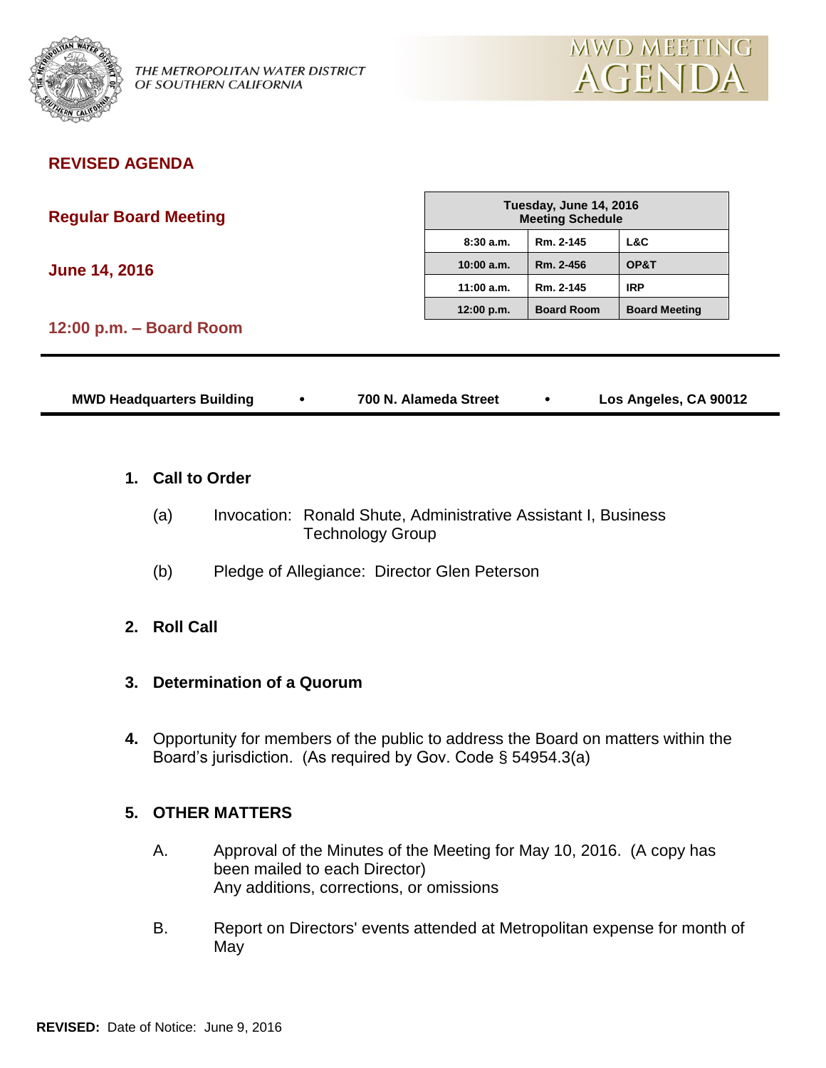THE METROPOLITAN WATER DISTRICT OF SOUTHERN CALIFORNIA

MWD MEETING AGENDA

**REVISED AGENDA**

**Regular Board Meeting**

**June 14, 2016**

**12:00 p.m. – Board Room**

| Tuesday, June 14, 2016 Meeting Schedule | | |
|---|---|---|
| 8:30 a.m. | Rm. 2-145 | L&C |
| 10:00 a.m. | Rm. 2-456 | OP&T |
| 11:00 a.m. | Rm. 2-145 | IRP |
| 12:00 p.m. | Board Room | Board Meeting |

**MWD Headquarters Building • 700 N. Alameda Street • Los Angeles, CA 90012**

**1. Call to Order**

(a) Invocation: Ronald Shute, Administrative Assistant I, Business Technology Group

(b) Pledge of Allegiance: Director Glen Peterson

**2. Roll Call**

**3. Determination of a Quorum**

**4.** Opportunity for members of the public to address the Board on matters within the Board's jurisdiction. (As required by Gov. Code § 54954.3(a)

**5. OTHER MATTERS**

A. Approval of the Minutes of the Meeting for May 10, 2016. (A copy has been mailed to each Director)
Any additions, corrections, or omissions

B. Report on Directors' events attended at Metropolitan expense for month of May

**REVISED:** Date of Notice: June 9, 2016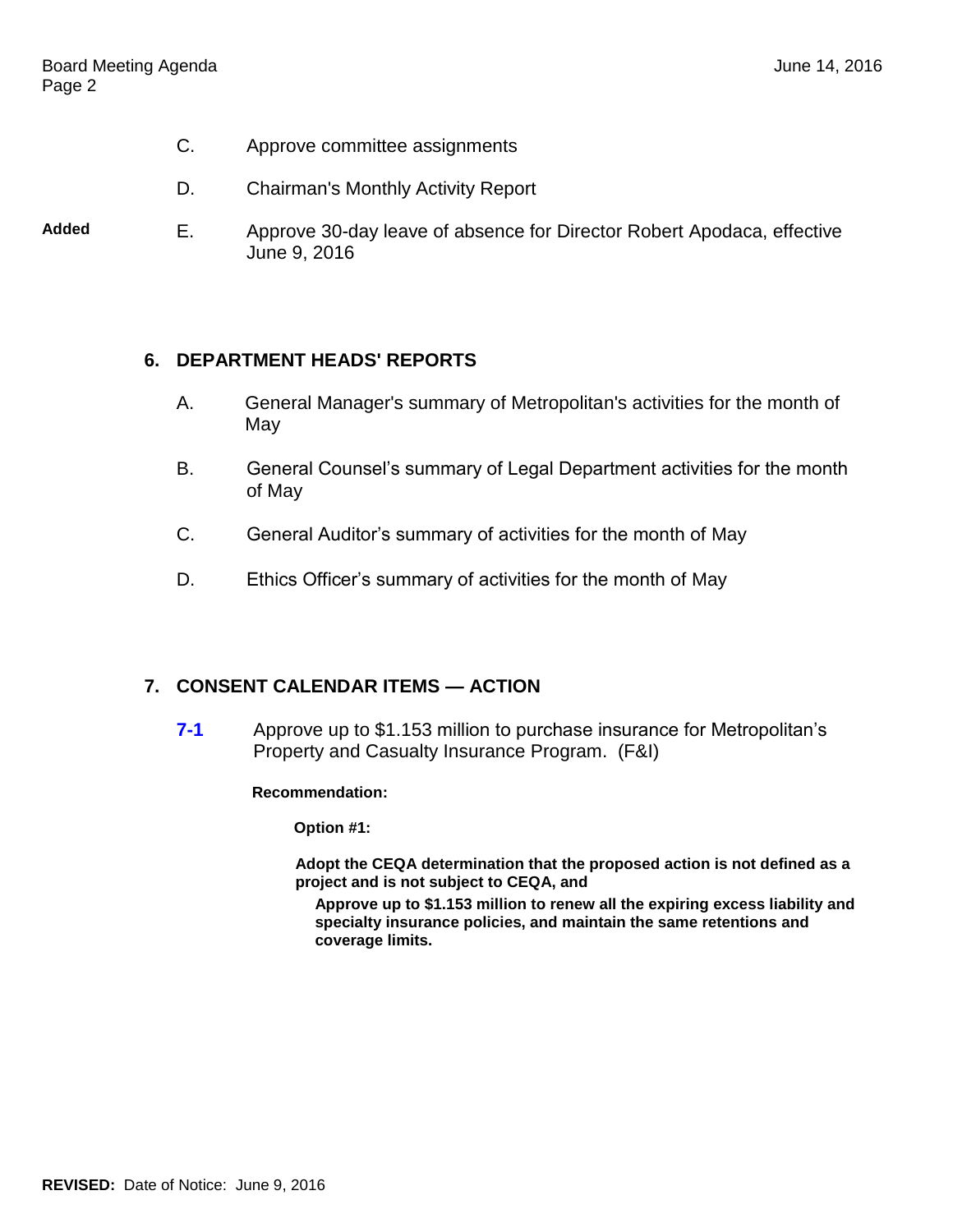C. Approve committee assignments

D. Chairman's Monthly Activity Report

**Added** E. Approve 30-day leave of absence for Director Robert Apodaca, effective June 9, 2016

## 6. DEPARTMENT HEADS' REPORTS

A. General Manager's summary of Metropolitan's activities for the month of May

B. General Counsel's summary of Legal Department activities for the month of May

C. General Auditor's summary of activities for the month of May

D. Ethics Officer's summary of activities for the month of May

## 7. CONSENT CALENDAR ITEMS — ACTION

**7-1** Approve up to $1.153 million to purchase insurance for Metropolitan's Property and Casualty Insurance Program. (F&I)

**Recommendation:**

**Option #1:**

**Adopt the CEQA determination that the proposed action is not defined as a project and is not subject to CEQA, and**

**Approve up to $1.153 million to renew all the expiring excess liability and specialty insurance policies, and maintain the same retentions and coverage limits.**

**REVISED:** Date of Notice: June 9, 2016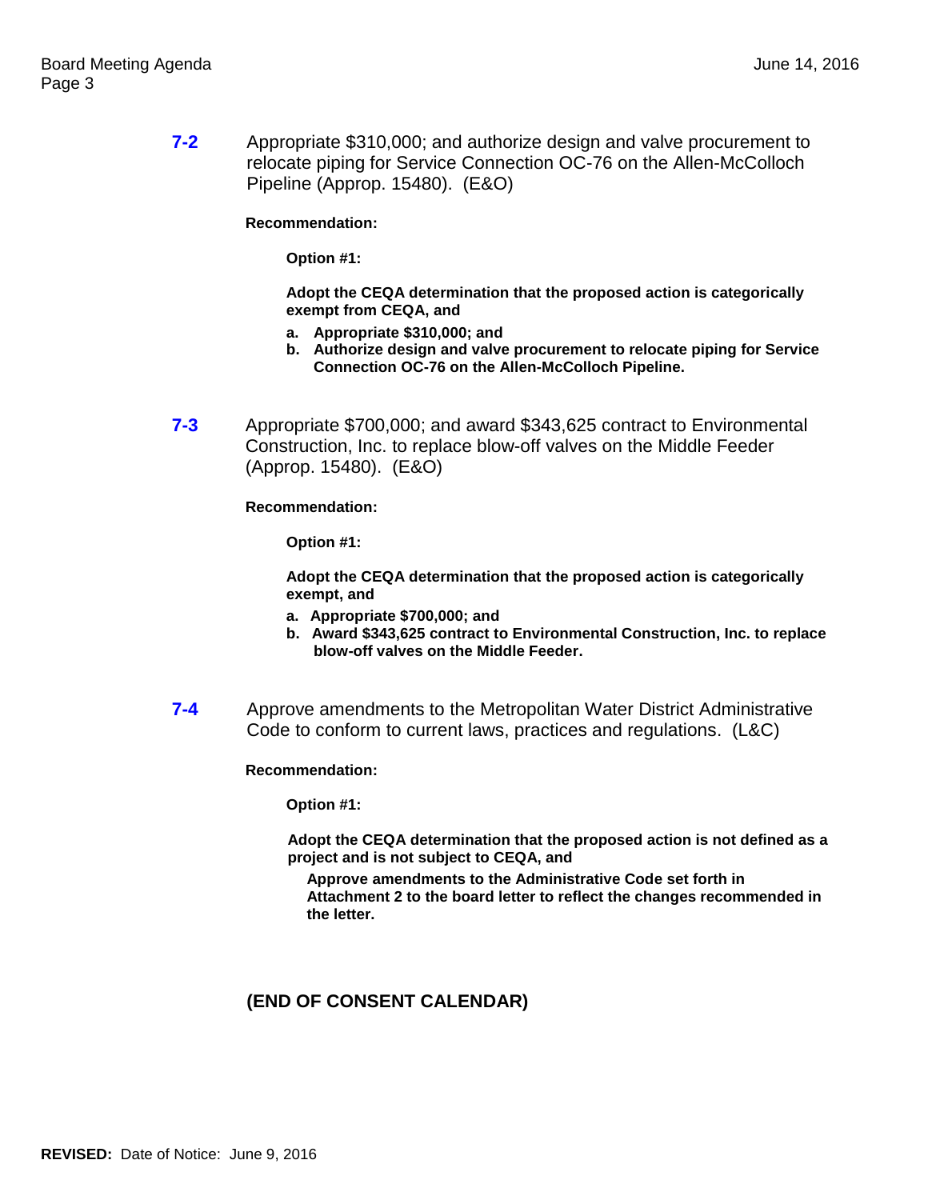**7-2** Appropriate $310,000; and authorize design and valve procurement to relocate piping for Service Connection OC-76 on the Allen-McColloch Pipeline (Approp. 15480). (E&O)

**Recommendation:**

**Option #1:**

**Adopt the CEQA determination that the proposed action is categorically exempt from CEQA, and**

- **a. Appropriate $310,000; and**
- **b. Authorize design and valve procurement to relocate piping for Service Connection OC-76 on the Allen-McColloch Pipeline.**

**7-3** Appropriate $700,000; and award $343,625 contract to Environmental Construction, Inc. to replace blow-off valves on the Middle Feeder (Approp. 15480). (E&O)

**Recommendation:**

**Option #1:**

**Adopt the CEQA determination that the proposed action is categorically exempt, and**

- **a. Appropriate $700,000; and**
- **b. Award $343,625 contract to Environmental Construction, Inc. to replace blow-off valves on the Middle Feeder.**

**7-4** Approve amendments to the Metropolitan Water District Administrative Code to conform to current laws, practices and regulations. (L&C)

**Recommendation:**

**Option #1:**

**Adopt the CEQA determination that the proposed action is not defined as a project and is not subject to CEQA, and**

**Approve amendments to the Administrative Code set forth in Attachment 2 to the board letter to reflect the changes recommended in the letter.**

**(END OF CONSENT CALENDAR)**

**REVISED:** Date of Notice: June 9, 2016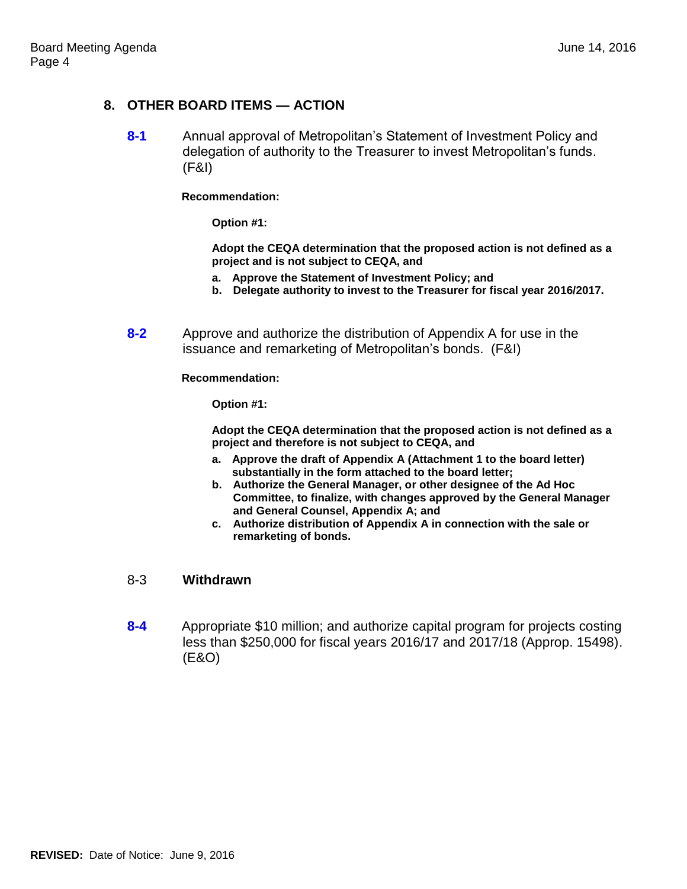## 8. OTHER BOARD ITEMS — ACTION

**8-1** Annual approval of Metropolitan's Statement of Investment Policy and delegation of authority to the Treasurer to invest Metropolitan's funds. (F&I)

**Recommendation:**

**Option #1:**

**Adopt the CEQA determination that the proposed action is not defined as a project and is not subject to CEQA, and**

**a. Approve the Statement of Investment Policy; and**
**b. Delegate authority to invest to the Treasurer for fiscal year 2016/2017.**

**8-2** Approve and authorize the distribution of Appendix A for use in the issuance and remarketing of Metropolitan's bonds. (F&I)

**Recommendation:**

**Option #1:**

**Adopt the CEQA determination that the proposed action is not defined as a project and therefore is not subject to CEQA, and**

**a. Approve the draft of Appendix A (Attachment 1 to the board letter) substantially in the form attached to the board letter;**
**b. Authorize the General Manager, or other designee of the Ad Hoc Committee, to finalize, with changes approved by the General Manager and General Counsel, Appendix A; and**
**c. Authorize distribution of Appendix A in connection with the sale or remarketing of bonds.**

8-3 **Withdrawn**

**8-4** Appropriate $10 million; and authorize capital program for projects costing less than $250,000 for fiscal years 2016/17 and 2017/18 (Approp. 15498). (E&O)

**REVISED:** Date of Notice: June 9, 2016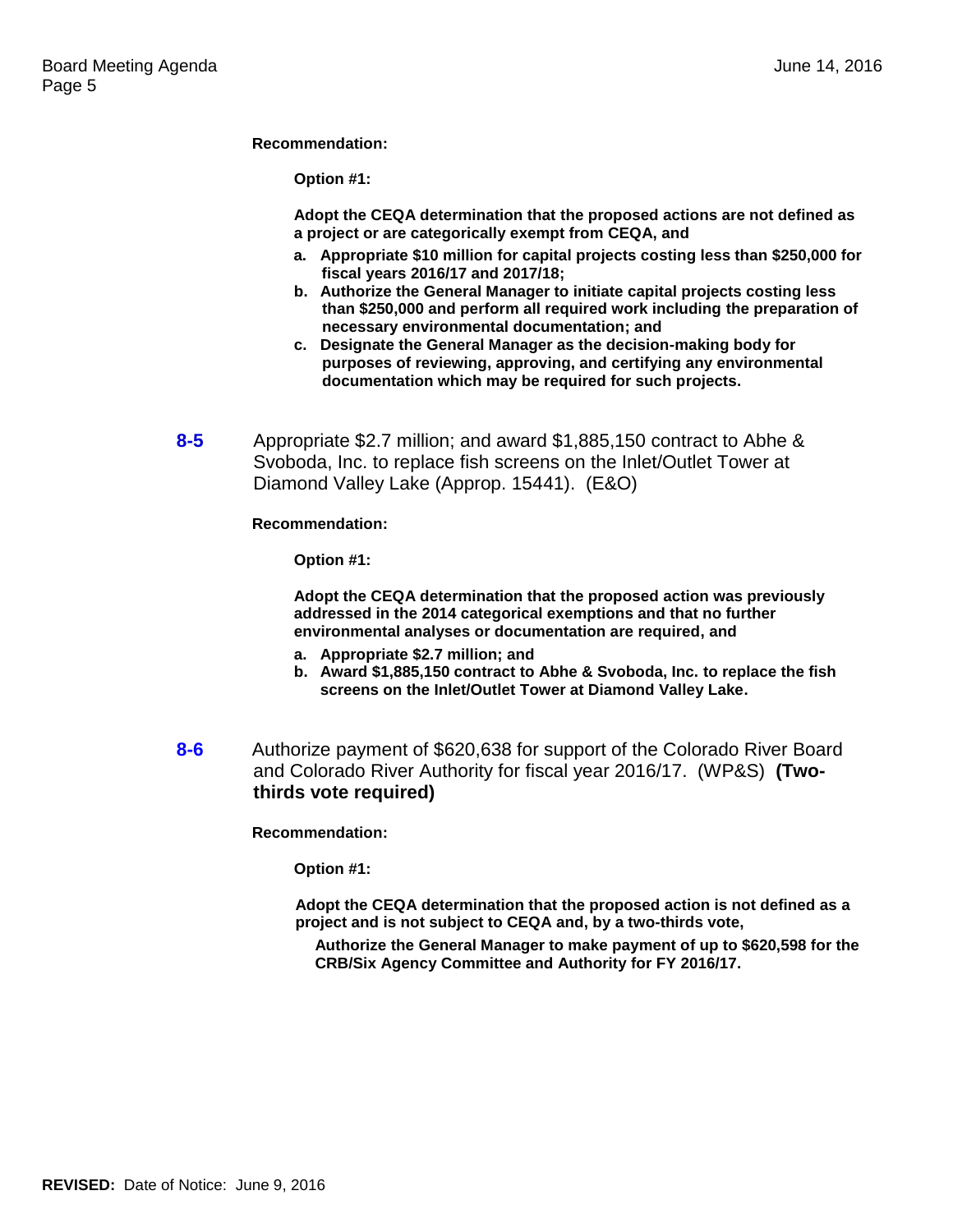**Recommendation:**

**Option #1:**

**Adopt the CEQA determination that the proposed actions are not defined as a project or are categorically exempt from CEQA, and**

- **a. Appropriate $10 million for capital projects costing less than $250,000 for fiscal years 2016/17 and 2017/18;**
- **b. Authorize the General Manager to initiate capital projects costing less than $250,000 and perform all required work including the preparation of necessary environmental documentation; and**
- **c. Designate the General Manager as the decision-making body for purposes of reviewing, approving, and certifying any environmental documentation which may be required for such projects.**

**8-5** Appropriate $2.7 million; and award $1,885,150 contract to Abhe & Svoboda, Inc. to replace fish screens on the Inlet/Outlet Tower at Diamond Valley Lake (Approp. 15441). (E&O)

**Recommendation:**

**Option #1:**

**Adopt the CEQA determination that the proposed action was previously addressed in the 2014 categorical exemptions and that no further environmental analyses or documentation are required, and**

- **a. Appropriate $2.7 million; and**
- **b. Award $1,885,150 contract to Abhe & Svoboda, Inc. to replace the fish screens on the Inlet/Outlet Tower at Diamond Valley Lake.**

**8-6** Authorize payment of $620,638 for support of the Colorado River Board and Colorado River Authority for fiscal year 2016/17. (WP&S) **(Two-thirds vote required)**

**Recommendation:**

**Option #1:**

**Adopt the CEQA determination that the proposed action is not defined as a project and is not subject to CEQA and, by a two-thirds vote,**

**Authorize the General Manager to make payment of up to $620,598 for the CRB/Six Agency Committee and Authority for FY 2016/17.**

**REVISED:** Date of Notice: June 9, 2016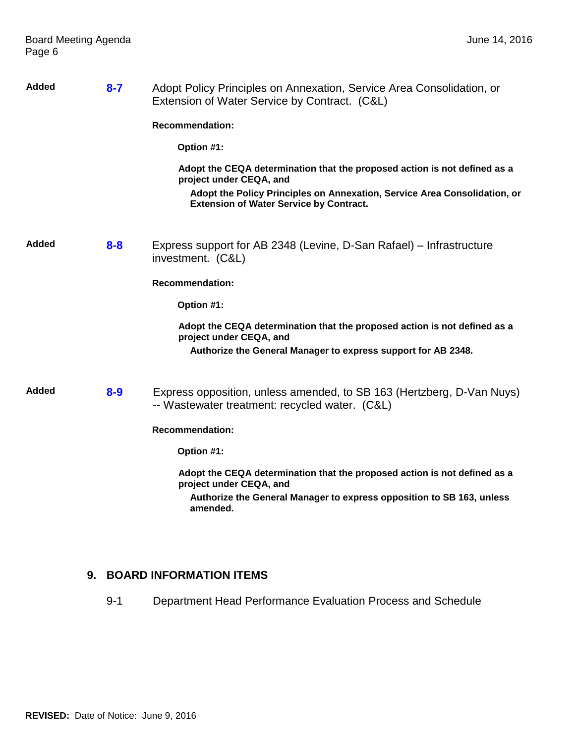**Added** **8-7** Adopt Policy Principles on Annexation, Service Area Consolidation, or Extension of Water Service by Contract. (C&L)

**Recommendation:**

**Option #1:**

**Adopt the CEQA determination that the proposed action is not defined as a project under CEQA, and**

**Adopt the Policy Principles on Annexation, Service Area Consolidation, or Extension of Water Service by Contract.**

**Added** **8-8** Express support for AB 2348 (Levine, D-San Rafael) – Infrastructure investment. (C&L)

**Recommendation:**

**Option #1:**

**Adopt the CEQA determination that the proposed action is not defined as a project under CEQA, and**

**Authorize the General Manager to express support for AB 2348.**

**Added** **8-9** Express opposition, unless amended, to SB 163 (Hertzberg, D-Van Nuys) -- Wastewater treatment: recycled water. (C&L)

**Recommendation:**

**Option #1:**

**Adopt the CEQA determination that the proposed action is not defined as a project under CEQA, and**

**Authorize the General Manager to express opposition to SB 163, unless amended.**

## 9. BOARD INFORMATION ITEMS

9-1 Department Head Performance Evaluation Process and Schedule

**REVISED:** Date of Notice: June 9, 2016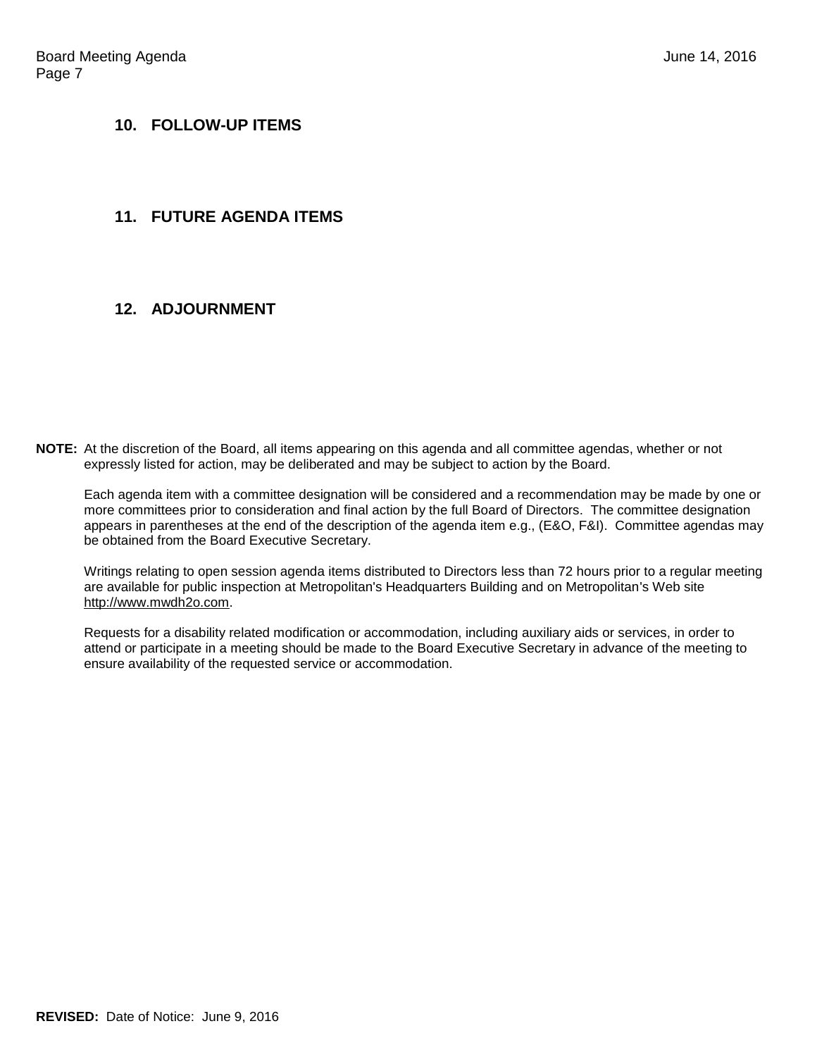## 10. FOLLOW-UP ITEMS

## 11. FUTURE AGENDA ITEMS

## 12. ADJOURNMENT

**NOTE:** At the discretion of the Board, all items appearing on this agenda and all committee agendas, whether or not expressly listed for action, may be deliberated and may be subject to action by the Board.

Each agenda item with a committee designation will be considered and a recommendation may be made by one or more committees prior to consideration and final action by the full Board of Directors. The committee designation appears in parentheses at the end of the description of the agenda item e.g., (E&O, F&I). Committee agendas may be obtained from the Board Executive Secretary.

Writings relating to open session agenda items distributed to Directors less than 72 hours prior to a regular meeting are available for public inspection at Metropolitan's Headquarters Building and on Metropolitan's Web site http://www.mwdh2o.com.

Requests for a disability related modification or accommodation, including auxiliary aids or services, in order to attend or participate in a meeting should be made to the Board Executive Secretary in advance of the meeting to ensure availability of the requested service or accommodation.

**REVISED:** Date of Notice: June 9, 2016